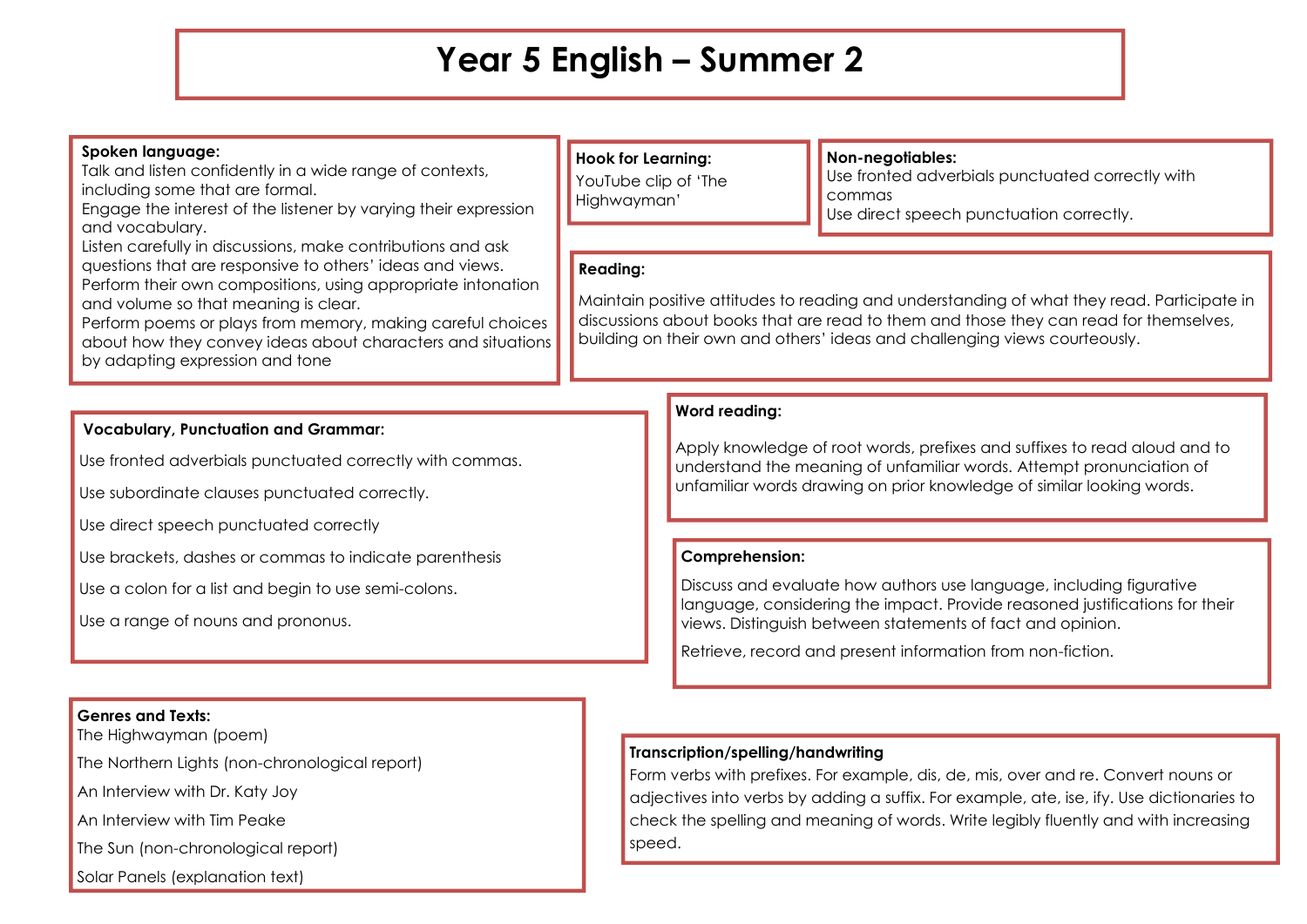# Year 5 English – Summer 2

**Spoken language:**
Talk and listen confidently in a wide range of contexts, including some that are formal.
Engage the interest of the listener by varying their expression and vocabulary.
Listen carefully in discussions, make contributions and ask questions that are responsive to others' ideas and views.
Perform their own compositions, using appropriate intonation and volume so that meaning is clear.
Perform poems or plays from memory, making careful choices about how they convey ideas about characters and situations by adapting expression and tone

**Hook for Learning:**
YouTube clip of 'The Highwayman'

**Non-negotiables:**
Use fronted adverbials punctuated correctly with commas
Use direct speech punctuation correctly.

**Reading:**

Maintain positive attitudes to reading and understanding of what they read. Participate in discussions about books that are read to them and those they can read for themselves, building on their own and others' ideas and challenging views courteously.

**Vocabulary, Punctuation and Grammar:**

Use fronted adverbials punctuated correctly with commas.

Use subordinate clauses punctuated correctly.

Use direct speech punctuated correctly

Use brackets, dashes or commas to indicate parenthesis

Use a colon for a list and begin to use semi-colons.

Use a range of nouns and prononus.

**Word reading:**

Apply knowledge of root words, prefixes and suffixes to read aloud and to understand the meaning of unfamiliar words. Attempt pronunciation of unfamiliar words drawing on prior knowledge of similar looking words.

**Comprehension:**

Discuss and evaluate how authors use language, including figurative language, considering the impact. Provide reasoned justifications for their views. Distinguish between statements of fact and opinion.

Retrieve, record and present information from non-fiction.

**Genres and Texts:**
The Highwayman (poem)

The Northern Lights (non-chronological report)

An Interview with Dr. Katy Joy

An Interview with Tim Peake

The Sun (non-chronological report)

Solar Panels (explanation text)

**Transcription/spelling/handwriting**
Form verbs with prefixes. For example, dis, de, mis, over and re. Convert nouns or adjectives into verbs by adding a suffix. For example, ate, ise, ify. Use dictionaries to check the spelling and meaning of words. Write legibly fluently and with increasing speed.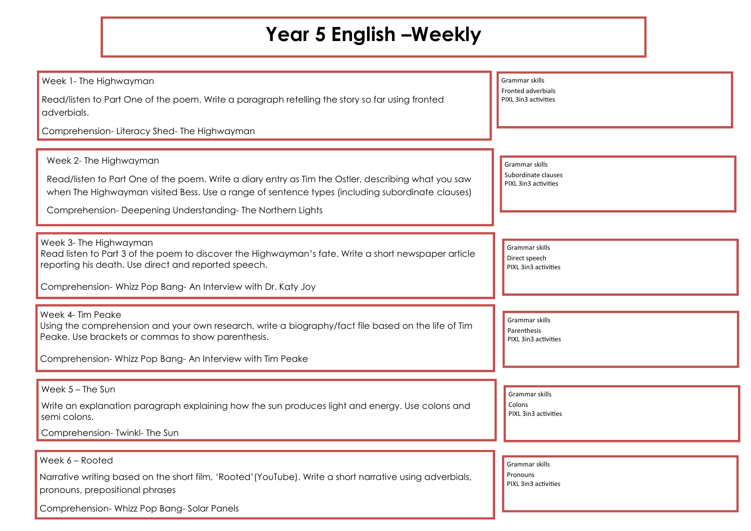# Year 5 English –Weekly

| Week | Grammar skills |
| --- | --- |
| Week 1- The Highwayman<br><br>Read/listen to Part One of the poem. Write a paragraph retelling the story so far using fronted adverbials.<br><br>Comprehension- Literacy Shed- The Highwayman | Grammar skills<br>Fronted adverbials<br>PIXL 3in3 activities |
| Week 2- The Highwayman<br><br>Read/listen to Part One of the poem. Write a diary entry as Tim the Ostler, describing what you saw when The Highwayman visited Bess. Use a range of sentence types (including subordinate clauses)<br><br>Comprehension- Deepening Understanding- The Northern Lights | Grammar skills<br>Subordinate clauses<br>PIXL 3in3 activities |
| Week 3- The Highwayman<br>Read listen to Part 3 of the poem to discover the Highwayman's fate. Write a short newspaper article reporting his death. Use direct and reported speech.<br><br>Comprehension- Whizz Pop Bang- An Interview with Dr. Katy Joy | Grammar skills<br>Direct speech<br>PIXL 3in3 activities |
| Week 4- Tim Peake<br>Using the comprehension and your own research, write a biography/fact file based on the life of Tim Peake. Use brackets or commas to show parenthesis.<br><br>Comprehension- Whizz Pop Bang- An Interview with Tim Peake | Grammar skills<br>Parenthesis<br>PIXL 3in3 activities |
| Week 5 – The Sun<br><br>Write an explanation paragraph explaining how the sun produces light and energy. Use colons and semi colons.<br><br>Comprehension- Twinkl- The Sun | Grammar skills<br>Colons<br>PIXL 3in3 activities |
| Week 6 – Rooted<br><br>Narrative writing based on the short film, 'Rooted' (YouTube). Write a short narrative using adverbials, pronouns, prepositional phrases<br><br>Comprehension- Whizz Pop Bang- Solar Panels | Grammar skills<br>Pronouns<br>PIXL 3in3 activities |